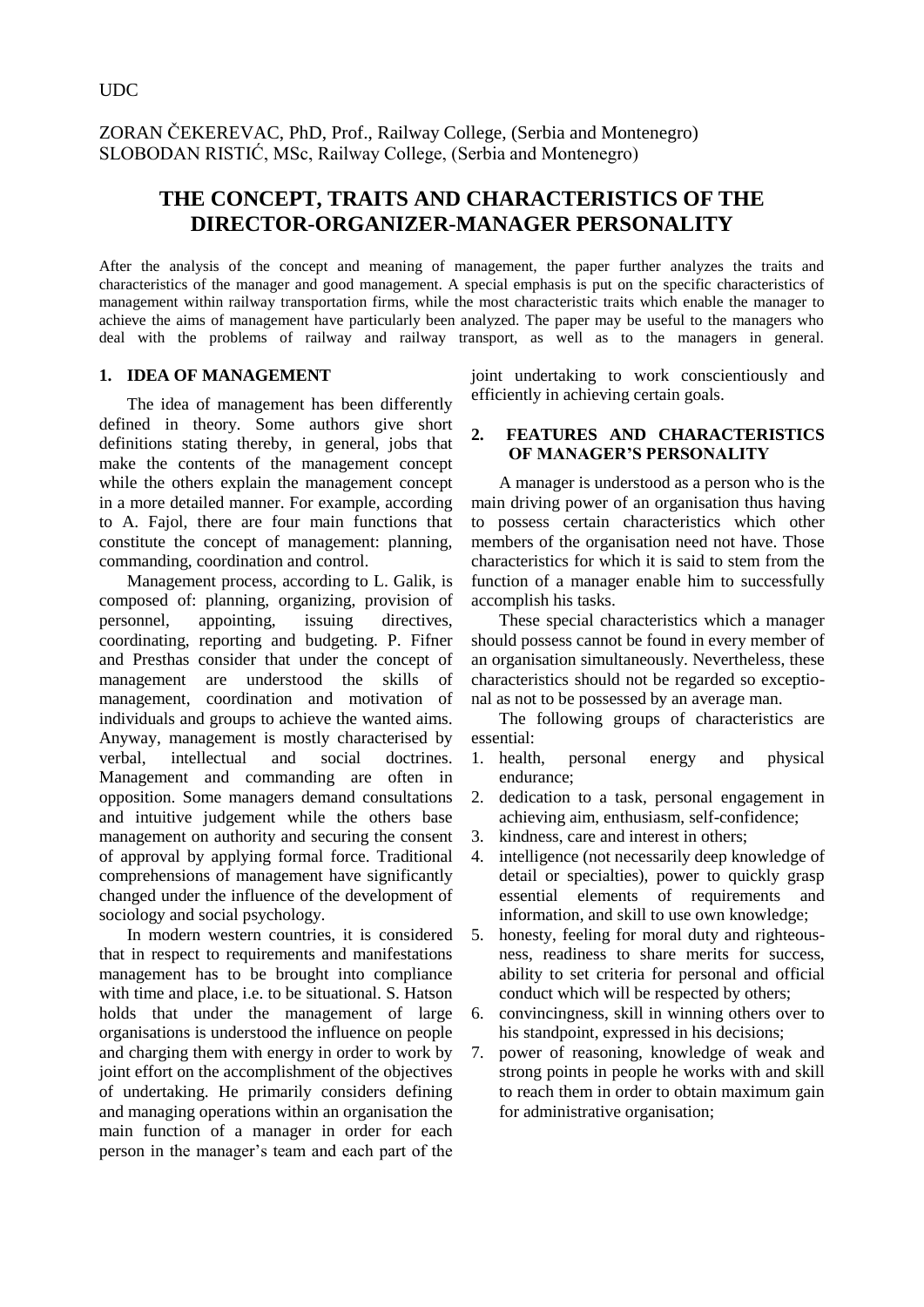UDC

ZORAN ČEKEREVAC, PhD, Prof., Railway College, (Serbia and Montenegro)
SLOBODAN RISTIĆ, MSc, Railway College, (Serbia and Montenegro)

# THE CONCEPT, TRAITS AND CHARACTERISTICS OF THE DIRECTOR-ORGANIZER-MANAGER PERSONALITY

After the analysis of the concept and meaning of management, the paper further analyzes the traits and characteristics of the manager and good management. A special emphasis is put on the specific characteristics of management within railway transportation firms, while the most characteristic traits which enable the manager to achieve the aims of management have particularly been analyzed. The paper may be useful to the managers who deal with the problems of railway and railway transport, as well as to the managers in general.

## 1. IDEA OF MANAGEMENT

The idea of management has been differently defined in theory. Some authors give short definitions stating thereby, in general, jobs that make the contents of the management concept while the others explain the management concept in a more detailed manner. For example, according to A. Fajol, there are four main functions that constitute the concept of management: planning, commanding, coordination and control.

Management process, according to L. Galik, is composed of: planning, organizing, provision of personnel, appointing, issuing directives, coordinating, reporting and budgeting. P. Fifner and Presthas consider that under the concept of management are understood the skills of management, coordination and motivation of individuals and groups to achieve the wanted aims. Anyway, management is mostly characterised by verbal, intellectual and social doctrines. Management and commanding are often in opposition. Some managers demand consultations and intuitive judgement while the others base management on authority and securing the consent of approval by applying formal force. Traditional comprehensions of management have significantly changed under the influence of the development of sociology and social psychology.

In modern western countries, it is considered that in respect to requirements and manifestations management has to be brought into compliance with time and place, i.e. to be situational. S. Hatson holds that under the management of large organisations is understood the influence on people and charging them with energy in order to work by joint effort on the accomplishment of the objectives of undertaking. He primarily considers defining and managing operations within an organisation the main function of a manager in order for each person in the manager's team and each part of the joint undertaking to work conscientiously and efficiently in achieving certain goals.

## 2. FEATURES AND CHARACTERISTICS OF MANAGER'S PERSONALITY

A manager is understood as a person who is the main driving power of an organisation thus having to possess certain characteristics which other members of the organisation need not have. Those characteristics for which it is said to stem from the function of a manager enable him to successfully accomplish his tasks.

These special characteristics which a manager should possess cannot be found in every member of an organisation simultaneously. Nevertheless, these characteristics should not be regarded so exceptional as not to be possessed by an average man.

The following groups of characteristics are essential:

1. health, personal energy and physical endurance;
2. dedication to a task, personal engagement in achieving aim, enthusiasm, self-confidence;
3. kindness, care and interest in others;
4. intelligence (not necessarily deep knowledge of detail or specialties), power to quickly grasp essential elements of requirements and information, and skill to use own knowledge;
5. honesty, feeling for moral duty and righteousness, readiness to share merits for success, ability to set criteria for personal and official conduct which will be respected by others;
6. convincingness, skill in winning others over to his standpoint, expressed in his decisions;
7. power of reasoning, knowledge of weak and strong points in people he works with and skill to reach them in order to obtain maximum gain for administrative organisation;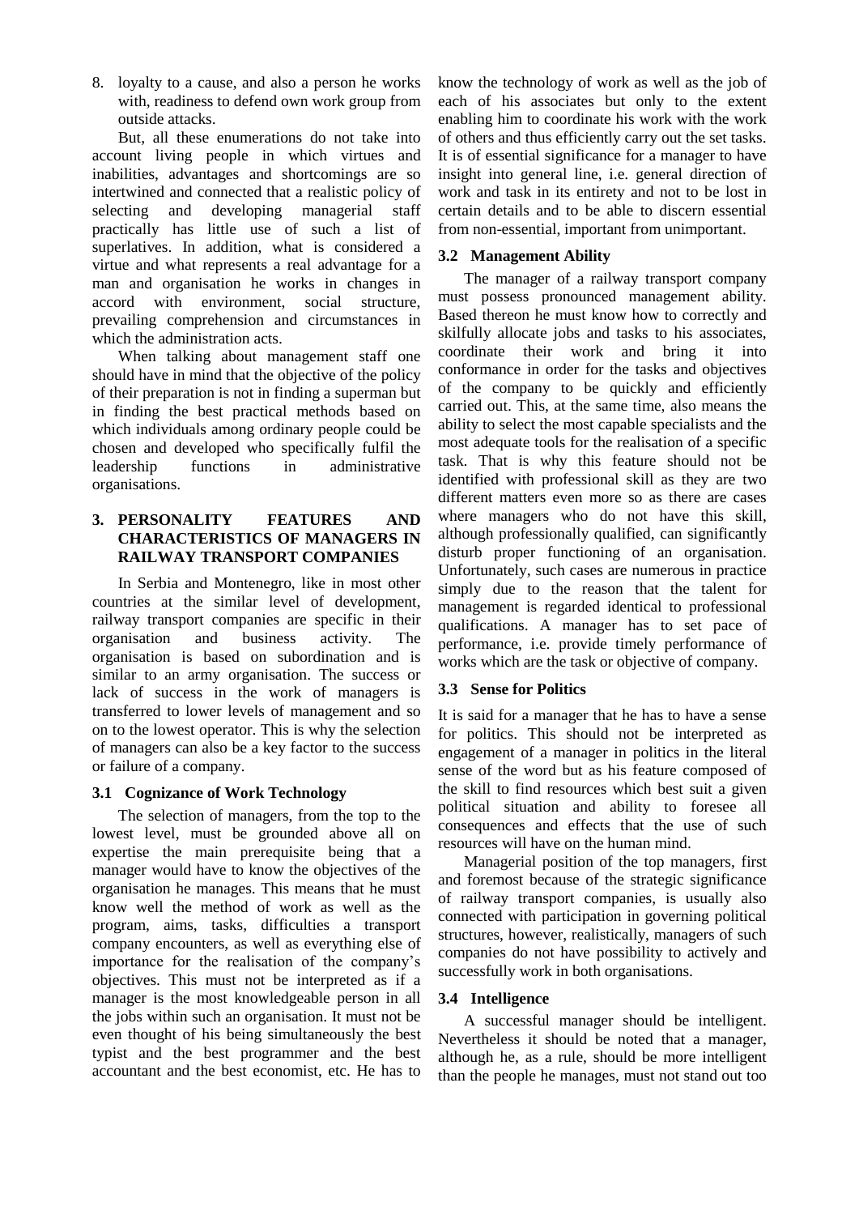8. loyalty to a cause, and also a person he works with, readiness to defend own work group from outside attacks.

But, all these enumerations do not take into account living people in which virtues and inabilities, advantages and shortcomings are so intertwined and connected that a realistic policy of selecting and developing managerial staff practically has little use of such a list of superlatives. In addition, what is considered a virtue and what represents a real advantage for a man and organisation he works in changes in accord with environment, social structure, prevailing comprehension and circumstances in which the administration acts.

When talking about management staff one should have in mind that the objective of the policy of their preparation is not in finding a superman but in finding the best practical methods based on which individuals among ordinary people could be chosen and developed who specifically fulfil the leadership functions in administrative organisations.

## 3. PERSONALITY FEATURES AND CHARACTERISTICS OF MANAGERS IN RAILWAY TRANSPORT COMPANIES

In Serbia and Montenegro, like in most other countries at the similar level of development, railway transport companies are specific in their organisation and business activity. The organisation is based on subordination and is similar to an army organisation. The success or lack of success in the work of managers is transferred to lower levels of management and so on to the lowest operator. This is why the selection of managers can also be a key factor to the success or failure of a company.

### 3.1 Cognizance of Work Technology

The selection of managers, from the top to the lowest level, must be grounded above all on expertise the main prerequisite being that a manager would have to know the objectives of the organisation he manages. This means that he must know well the method of work as well as the program, aims, tasks, difficulties a transport company encounters, as well as everything else of importance for the realisation of the company's objectives. This must not be interpreted as if a manager is the most knowledgeable person in all the jobs within such an organisation. It must not be even thought of his being simultaneously the best typist and the best programmer and the best accountant and the best economist, etc. He has to know the technology of work as well as the job of each of his associates but only to the extent enabling him to coordinate his work with the work of others and thus efficiently carry out the set tasks. It is of essential significance for a manager to have insight into general line, i.e. general direction of work and task in its entirety and not to be lost in certain details and to be able to discern essential from non-essential, important from unimportant.

### 3.2 Management Ability

The manager of a railway transport company must possess pronounced management ability. Based thereon he must know how to correctly and skilfully allocate jobs and tasks to his associates, coordinate their work and bring it into conformance in order for the tasks and objectives of the company to be quickly and efficiently carried out. This, at the same time, also means the ability to select the most capable specialists and the most adequate tools for the realisation of a specific task. That is why this feature should not be identified with professional skill as they are two different matters even more so as there are cases where managers who do not have this skill, although professionally qualified, can significantly disturb proper functioning of an organisation. Unfortunately, such cases are numerous in practice simply due to the reason that the talent for management is regarded identical to professional qualifications. A manager has to set pace of performance, i.e. provide timely performance of works which are the task or objective of company.

### 3.3 Sense for Politics

It is said for a manager that he has to have a sense for politics. This should not be interpreted as engagement of a manager in politics in the literal sense of the word but as his feature composed of the skill to find resources which best suit a given political situation and ability to foresee all consequences and effects that the use of such resources will have on the human mind.

Managerial position of the top managers, first and foremost because of the strategic significance of railway transport companies, is usually also connected with participation in governing political structures, however, realistically, managers of such companies do not have possibility to actively and successfully work in both organisations.

### 3.4 Intelligence

A successful manager should be intelligent. Nevertheless it should be noted that a manager, although he, as a rule, should be more intelligent than the people he manages, must not stand out too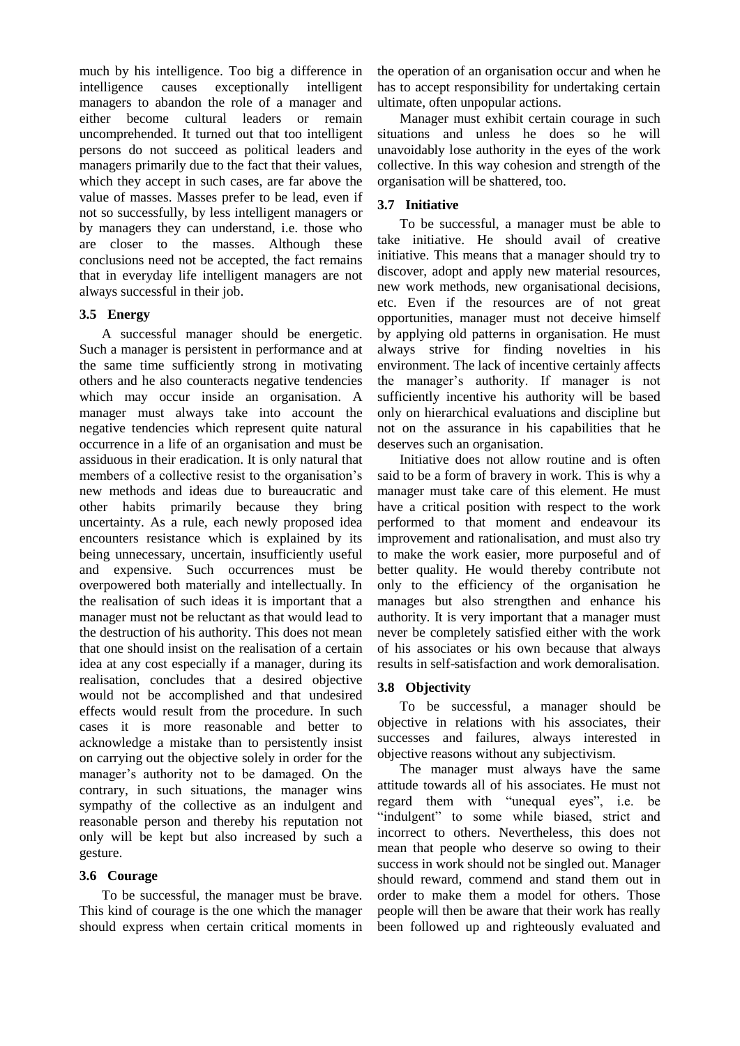much by his intelligence. Too big a difference in intelligence causes exceptionally intelligent managers to abandon the role of a manager and either become cultural leaders or remain uncomprehended. It turned out that too intelligent persons do not succeed as political leaders and managers primarily due to the fact that their values, which they accept in such cases, are far above the value of masses. Masses prefer to be lead, even if not so successfully, by less intelligent managers or by managers they can understand, i.e. those who are closer to the masses. Although these conclusions need not be accepted, the fact remains that in everyday life intelligent managers are not always successful in their job.

### 3.5 Energy

A successful manager should be energetic. Such a manager is persistent in performance and at the same time sufficiently strong in motivating others and he also counteracts negative tendencies which may occur inside an organisation. A manager must always take into account the negative tendencies which represent quite natural occurrence in a life of an organisation and must be assiduous in their eradication. It is only natural that members of a collective resist to the organisation's new methods and ideas due to bureaucratic and other habits primarily because they bring uncertainty. As a rule, each newly proposed idea encounters resistance which is explained by its being unnecessary, uncertain, insufficiently useful and expensive. Such occurrences must be overpowered both materially and intellectually. In the realisation of such ideas it is important that a manager must not be reluctant as that would lead to the destruction of his authority. This does not mean that one should insist on the realisation of a certain idea at any cost especially if a manager, during its realisation, concludes that a desired objective would not be accomplished and that undesired effects would result from the procedure. In such cases it is more reasonable and better to acknowledge a mistake than to persistently insist on carrying out the objective solely in order for the manager's authority not to be damaged. On the contrary, in such situations, the manager wins sympathy of the collective as an indulgent and reasonable person and thereby his reputation not only will be kept but also increased by such a gesture.

### 3.6 Courage

To be successful, the manager must be brave. This kind of courage is the one which the manager should express when certain critical moments in the operation of an organisation occur and when he has to accept responsibility for undertaking certain ultimate, often unpopular actions.

Manager must exhibit certain courage in such situations and unless he does so he will unavoidably lose authority in the eyes of the work collective. In this way cohesion and strength of the organisation will be shattered, too.

### 3.7 Initiative

To be successful, a manager must be able to take initiative. He should avail of creative initiative. This means that a manager should try to discover, adopt and apply new material resources, new work methods, new organisational decisions, etc. Even if the resources are of not great opportunities, manager must not deceive himself by applying old patterns in organisation. He must always strive for finding novelties in his environment. The lack of incentive certainly affects the manager's authority. If manager is not sufficiently incentive his authority will be based only on hierarchical evaluations and discipline but not on the assurance in his capabilities that he deserves such an organisation.

Initiative does not allow routine and is often said to be a form of bravery in work. This is why a manager must take care of this element. He must have a critical position with respect to the work performed to that moment and endeavour its improvement and rationalisation, and must also try to make the work easier, more purposeful and of better quality. He would thereby contribute not only to the efficiency of the organisation he manages but also strengthen and enhance his authority. It is very important that a manager must never be completely satisfied either with the work of his associates or his own because that always results in self-satisfaction and work demoralisation.

### 3.8 Objectivity

To be successful, a manager should be objective in relations with his associates, their successes and failures, always interested in objective reasons without any subjectivism.

The manager must always have the same attitude towards all of his associates. He must not regard them with "unequal eyes", i.e. be "indulgent" to some while biased, strict and incorrect to others. Nevertheless, this does not mean that people who deserve so owing to their success in work should not be singled out. Manager should reward, commend and stand them out in order to make them a model for others. Those people will then be aware that their work has really been followed up and righteously evaluated and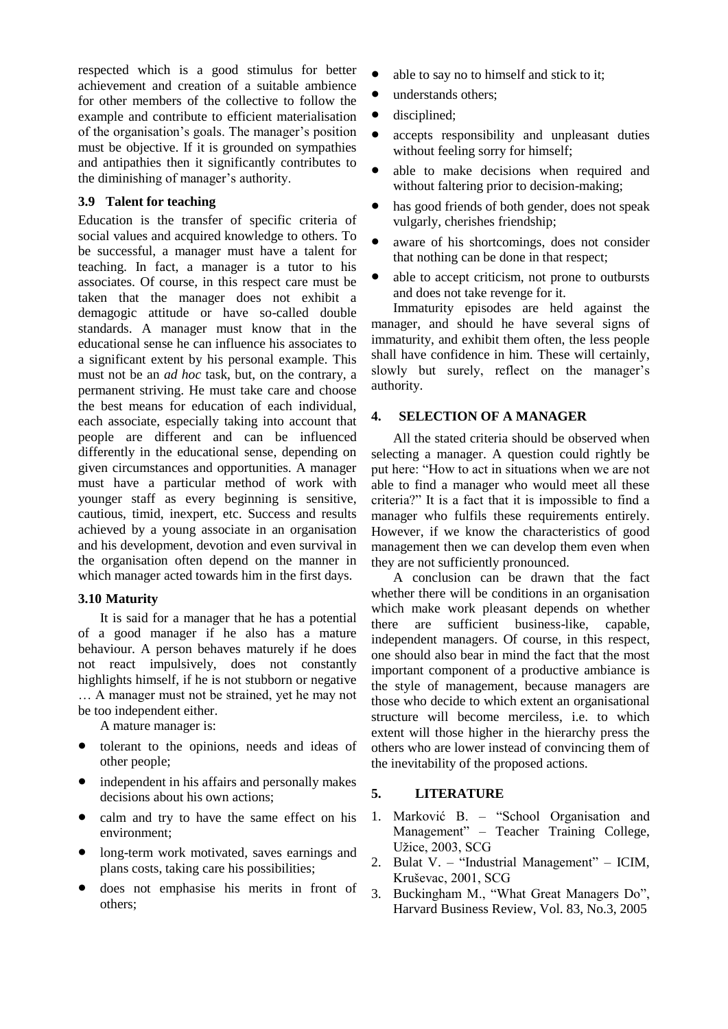respected which is a good stimulus for better achievement and creation of a suitable ambience for other members of the collective to follow the example and contribute to efficient materialisation of the organisation's goals. The manager's position must be objective. If it is grounded on sympathies and antipathies then it significantly contributes to the diminishing of manager's authority.

### 3.9 Talent for teaching

Education is the transfer of specific criteria of social values and acquired knowledge to others. To be successful, a manager must have a talent for teaching. In fact, a manager is a tutor to his associates. Of course, in this respect care must be taken that the manager does not exhibit a demagogic attitude or have so-called double standards. A manager must know that in the educational sense he can influence his associates to a significant extent by his personal example. This must not be an *ad hoc* task, but, on the contrary, a permanent striving. He must take care and choose the best means for education of each individual, each associate, especially taking into account that people are different and can be influenced differently in the educational sense, depending on given circumstances and opportunities. A manager must have a particular method of work with younger staff as every beginning is sensitive, cautious, timid, inexpert, etc. Success and results achieved by a young associate in an organisation and his development, devotion and even survival in the organisation often depend on the manner in which manager acted towards him in the first days.

### 3.10 Maturity

It is said for a manager that he has a potential of a good manager if he also has a mature behaviour. A person behaves maturely if he does not react impulsively, does not constantly highlights himself, if he is not stubborn or negative … A manager must not be strained, yet he may not be too independent either.

A mature manager is:

- tolerant to the opinions, needs and ideas of other people;
- independent in his affairs and personally makes decisions about his own actions;
- calm and try to have the same effect on his environment;
- long-term work motivated, saves earnings and plans costs, taking care his possibilities;
- does not emphasise his merits in front of others;
- able to say no to himself and stick to it;
- understands others;
- disciplined;
- accepts responsibility and unpleasant duties without feeling sorry for himself;
- able to make decisions when required and without faltering prior to decision-making;
- has good friends of both gender, does not speak vulgarly, cherishes friendship;
- aware of his shortcomings, does not consider that nothing can be done in that respect;
- able to accept criticism, not prone to outbursts and does not take revenge for it.

Immaturity episodes are held against the manager, and should he have several signs of immaturity, and exhibit them often, the less people shall have confidence in him. These will certainly, slowly but surely, reflect on the manager's authority.

## 4. SELECTION OF A MANAGER

All the stated criteria should be observed when selecting a manager. A question could rightly be put here: "How to act in situations when we are not able to find a manager who would meet all these criteria?" It is a fact that it is impossible to find a manager who fulfils these requirements entirely. However, if we know the characteristics of good management then we can develop them even when they are not sufficiently pronounced.

A conclusion can be drawn that the fact whether there will be conditions in an organisation which make work pleasant depends on whether there are sufficient business-like, capable, independent managers. Of course, in this respect, one should also bear in mind the fact that the most important component of a productive ambiance is the style of management, because managers are those who decide to which extent an organisational structure will become merciless, i.e. to which extent will those higher in the hierarchy press the others who are lower instead of convincing them of the inevitability of the proposed actions.

## 5. LITERATURE

1. Marković B. – "School Organisation and Management" – Teacher Training College, Užice, 2003, SCG
2. Bulat V. – "Industrial Management" – ICIM, Kruševac, 2001, SCG
3. Buckingham M., "What Great Managers Do", Harvard Business Review, Vol. 83, No.3, 2005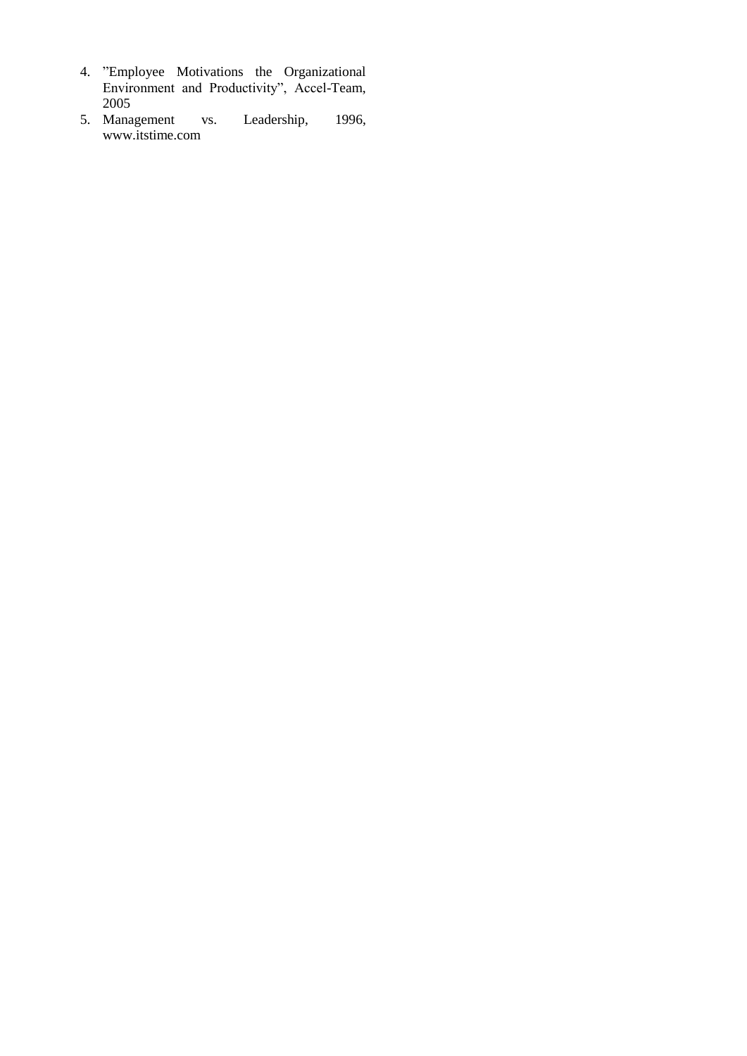4. ”Employee Motivations the Organizational Environment and Productivity”, Accel-Team, 2005
5. Management vs. Leadership, 1996, www.itstime.com